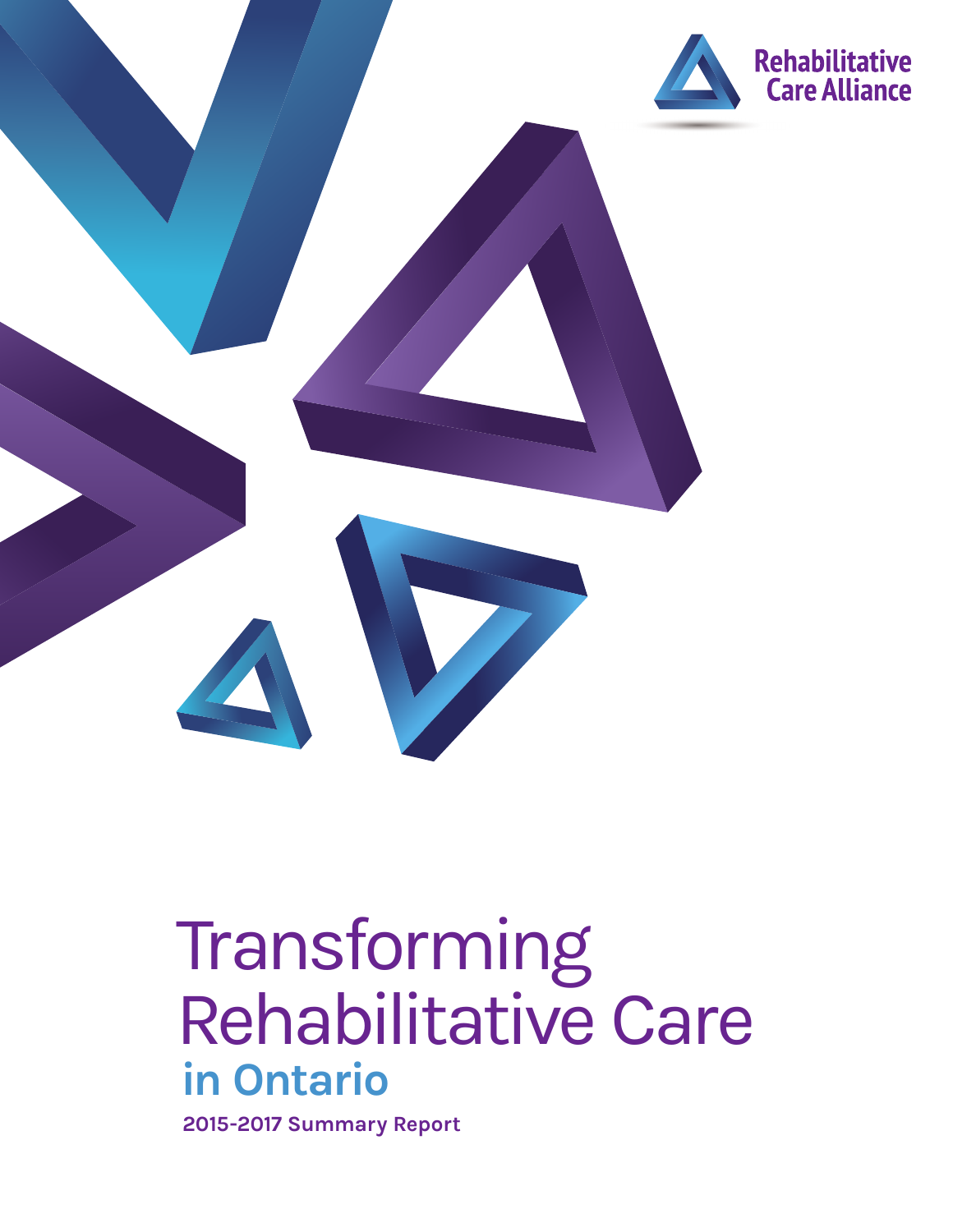Rehabilitative Care Alliance

# Transforming Rehabilitative Care in Ontario

**2015-2017 Summary Report**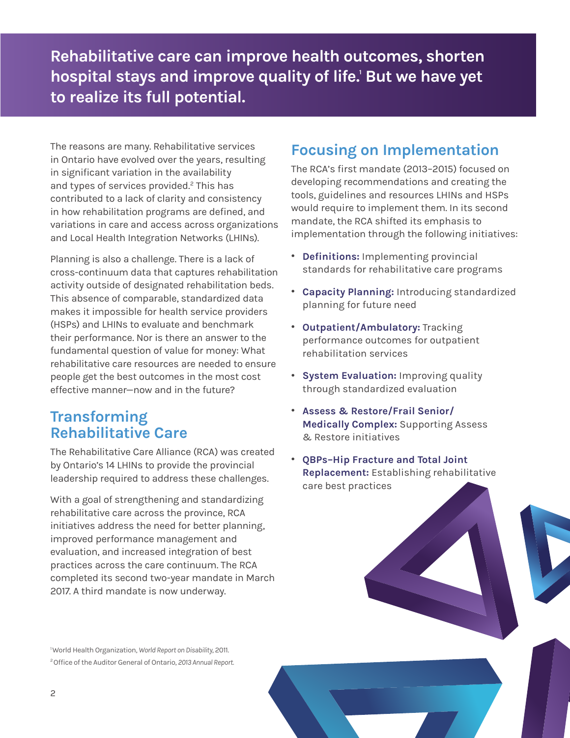**Rehabilitative care can improve health outcomes, shorten hospital stays and improve quality of life.[1] But we have yet to realize its full potential.**

The reasons are many. Rehabilitative services in Ontario have evolved over the years, resulting in significant variation in the availability and types of services provided.[2] This has contributed to a lack of clarity and consistency in how rehabilitation programs are defined, and variations in care and access across organizations and Local Health Integration Networks (LHINs).

Planning is also a challenge. There is a lack of cross-continuum data that captures rehabilitation activity outside of designated rehabilitation beds. This absence of comparable, standardized data makes it impossible for health service providers (HSPs) and LHINs to evaluate and benchmark their performance. Nor is there an answer to the fundamental question of value for money: What rehabilitative care resources are needed to ensure people get the best outcomes in the most cost effective manner—now and in the future?

## Transforming Rehabilitative Care

The Rehabilitative Care Alliance (RCA) was created by Ontario's 14 LHINs to provide the provincial leadership required to address these challenges.

With a goal of strengthening and standardizing rehabilitative care across the province, RCA initiatives address the need for better planning, improved performance management and evaluation, and increased integration of best practices across the care continuum. The RCA completed its second two-year mandate in March 2017. A third mandate is now underway.

## Focusing on Implementation

The RCA's first mandate (2013–2015) focused on developing recommendations and creating the tools, guidelines and resources LHINs and HSPs would require to implement them. In its second mandate, the RCA shifted its emphasis to implementation through the following initiatives:

- **Definitions:** Implementing provincial standards for rehabilitative care programs
- **Capacity Planning:** Introducing standardized planning for future need
- **Outpatient/Ambulatory:** Tracking performance outcomes for outpatient rehabilitation services
- **System Evaluation:** Improving quality through standardized evaluation
- **Assess & Restore/Frail Senior/ Medically Complex:** Supporting Assess & Restore initiatives
- **QBPs–Hip Fracture and Total Joint Replacement:** Establishing rehabilitative care best practices

[1] World Health Organization, *World Report on Disability*, 2011.
[2] Office of the Auditor General of Ontario, *2013 Annual Report*.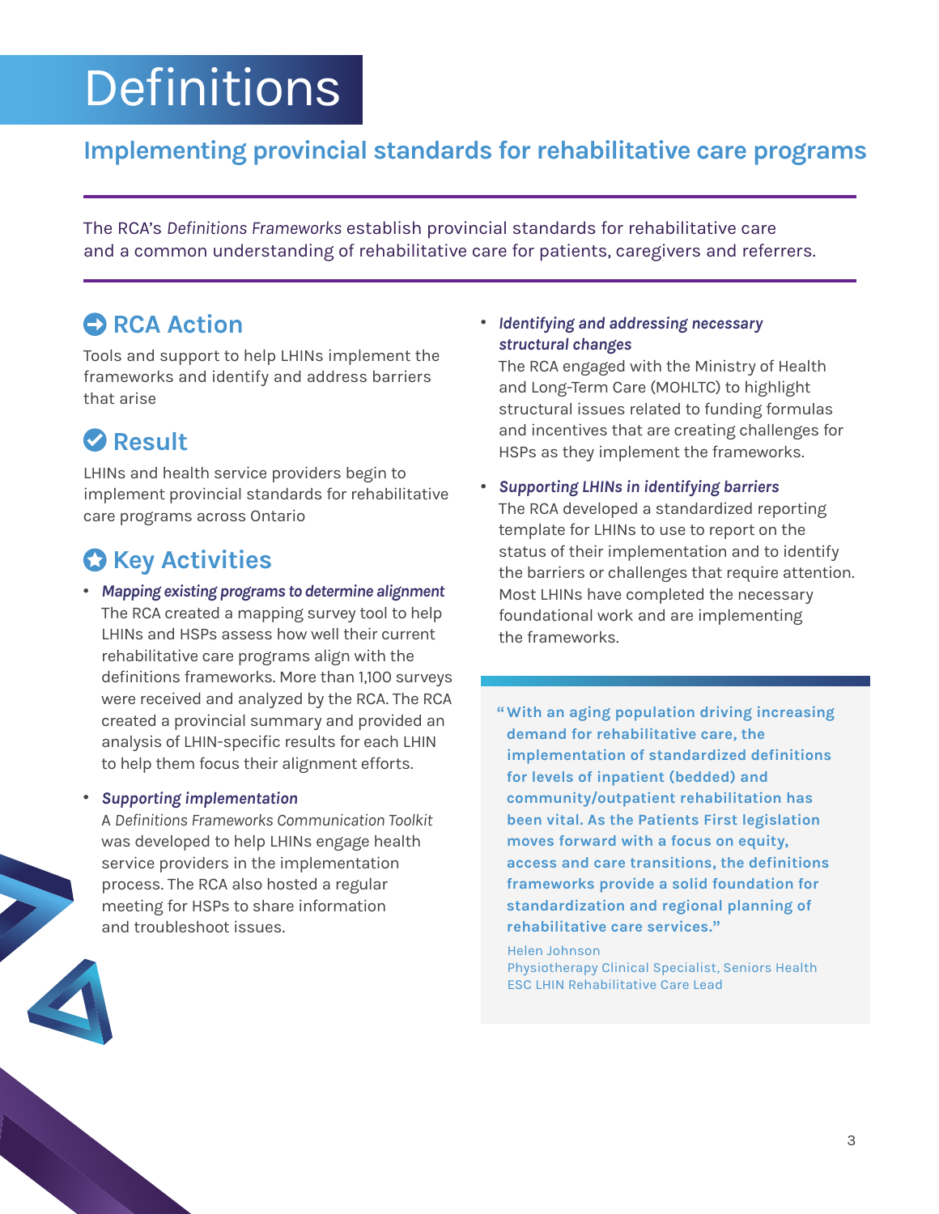# Definitions

## Implementing provincial standards for rehabilitative care programs

The RCA's *Definitions Frameworks* establish provincial standards for rehabilitative care and a common understanding of rehabilitative care for patients, caregivers and referrers.

### RCA Action

Tools and support to help LHINs implement the frameworks and identify and address barriers that arise

### Result

LHINs and health service providers begin to implement provincial standards for rehabilitative care programs across Ontario

### Key Activities

- ***Mapping existing programs to determine alignment***
  The RCA created a mapping survey tool to help LHINs and HSPs assess how well their current rehabilitative care programs align with the definitions frameworks. More than 1,100 surveys were received and analyzed by the RCA. The RCA created a provincial summary and provided an analysis of LHIN-specific results for each LHIN to help them focus their alignment efforts.

- ***Supporting implementation***
  A *Definitions Frameworks Communication Toolkit* was developed to help LHINs engage health service providers in the implementation process. The RCA also hosted a regular meeting for HSPs to share information and troubleshoot issues.

- ***Identifying and addressing necessary structural changes***
  The RCA engaged with the Ministry of Health and Long-Term Care (MOHLTC) to highlight structural issues related to funding formulas and incentives that are creating challenges for HSPs as they implement the frameworks.

- ***Supporting LHINs in identifying barriers***
  The RCA developed a standardized reporting template for LHINs to use to report on the status of their implementation and to identify the barriers or challenges that require attention. Most LHINs have completed the necessary foundational work and are implementing the frameworks.

> **"With an aging population driving increasing demand for rehabilitative care, the implementation of standardized definitions for levels of inpatient (bedded) and community/outpatient rehabilitation has been vital. As the Patients First legislation moves forward with a focus on equity, access and care transitions, the definitions frameworks provide a solid foundation for standardization and regional planning of rehabilitative care services."**
>
> Helen Johnson
> Physiotherapy Clinical Specialist, Seniors Health
> ESC LHIN Rehabilitative Care Lead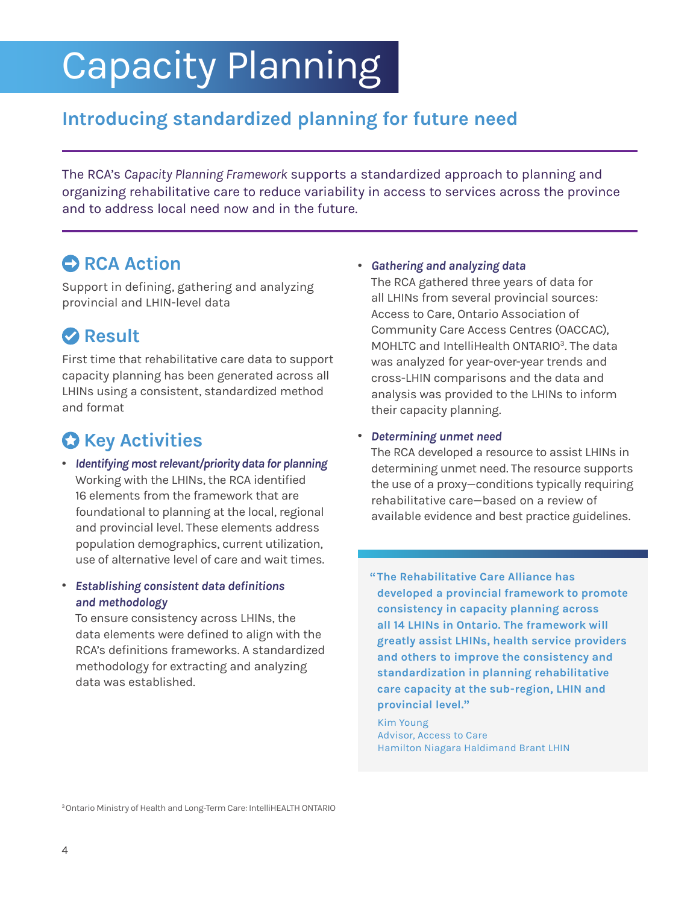# Capacity Planning

## Introducing standardized planning for future need

The RCA's *Capacity Planning Framework* supports a standardized approach to planning and organizing rehabilitative care to reduce variability in access to services across the province and to address local need now and in the future.

### RCA Action

Support in defining, gathering and analyzing provincial and LHIN-level data

### Result

First time that rehabilitative care data to support capacity planning has been generated across all LHINs using a consistent, standardized method and format

### Key Activities

- ***Identifying most relevant/priority data for planning***
  Working with the LHINs, the RCA identified 16 elements from the framework that are foundational to planning at the local, regional and provincial level. These elements address population demographics, current utilization, use of alternative level of care and wait times.

- ***Establishing consistent data definitions and methodology***
  To ensure consistency across LHINs, the data elements were defined to align with the RCA's definitions frameworks. A standardized methodology for extracting and analyzing data was established.

- ***Gathering and analyzing data***
  The RCA gathered three years of data for all LHINs from several provincial sources: Access to Care, Ontario Association of Community Care Access Centres (OACCAC), MOHLTC and IntelliHealth ONTARIO[3]. The data was analyzed for year-over-year trends and cross-LHIN comparisons and the data and analysis was provided to the LHINs to inform their capacity planning.

- ***Determining unmet need***
  The RCA developed a resource to assist LHINs in determining unmet need. The resource supports the use of a proxy—conditions typically requiring rehabilitative care—based on a review of available evidence and best practice guidelines.

> **"The Rehabilitative Care Alliance has developed a provincial framework to promote consistency in capacity planning across all 14 LHINs in Ontario. The framework will greatly assist LHINs, health service providers and others to improve the consistency and standardization in planning rehabilitative care capacity at the sub-region, LHIN and provincial level."**
>
> Kim Young
> Advisor, Access to Care
> Hamilton Niagara Haldimand Brant LHIN

[3] Ontario Ministry of Health and Long-Term Care: IntelliHEALTH ONTARIO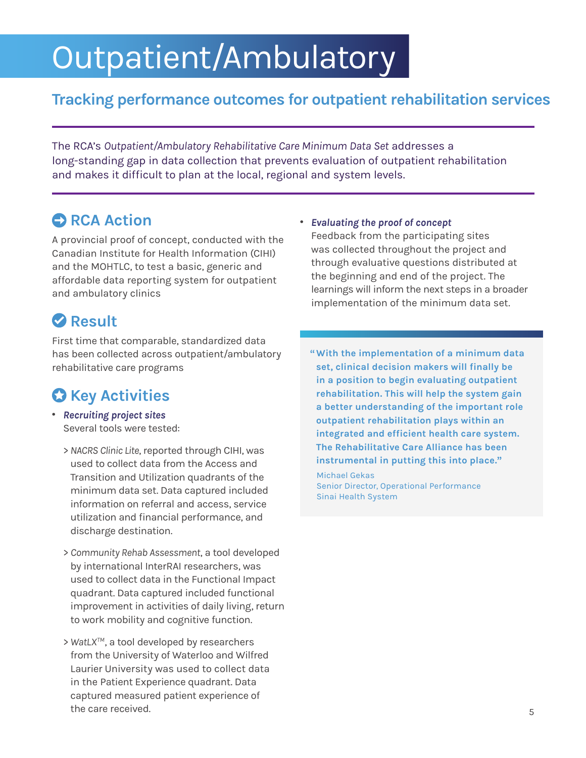# Outpatient/Ambulatory

## Tracking performance outcomes for outpatient rehabilitation services

The RCA's *Outpatient/Ambulatory Rehabilitative Care Minimum Data Set* addresses a long-standing gap in data collection that prevents evaluation of outpatient rehabilitation and makes it difficult to plan at the local, regional and system levels.

### RCA Action

A provincial proof of concept, conducted with the Canadian Institute for Health Information (CIHI) and the MOHTLC, to test a basic, generic and affordable data reporting system for outpatient and ambulatory clinics

### Result

First time that comparable, standardized data has been collected across outpatient/ambulatory rehabilitative care programs

### Key Activities

- ***Recruiting project sites***
  Several tools were tested:

  > *NACRS Clinic Lite*, reported through CIHI, was used to collect data from the Access and Transition and Utilization quadrants of the minimum data set. Data captured included information on referral and access, service utilization and financial performance, and discharge destination.

  > *Community Rehab Assessment*, a tool developed by international InterRAI researchers, was used to collect data in the Functional Impact quadrant. Data captured included functional improvement in activities of daily living, return to work mobility and cognitive function.

  > *WatLX™*, a tool developed by researchers from the University of Waterloo and Wilfred Laurier University was used to collect data in the Patient Experience quadrant. Data captured measured patient experience of the care received.

- ***Evaluating the proof of concept***
  Feedback from the participating sites was collected throughout the project and through evaluative questions distributed at the beginning and end of the project. The learnings will inform the next steps in a broader implementation of the minimum data set.

**"With the implementation of a minimum data set, clinical decision makers will finally be in a position to begin evaluating outpatient rehabilitation. This will help the system gain a better understanding of the important role outpatient rehabilitation plays within an integrated and efficient health care system. The Rehabilitative Care Alliance has been instrumental in putting this into place."**

Michael Gekas
Senior Director, Operational Performance
Sinai Health System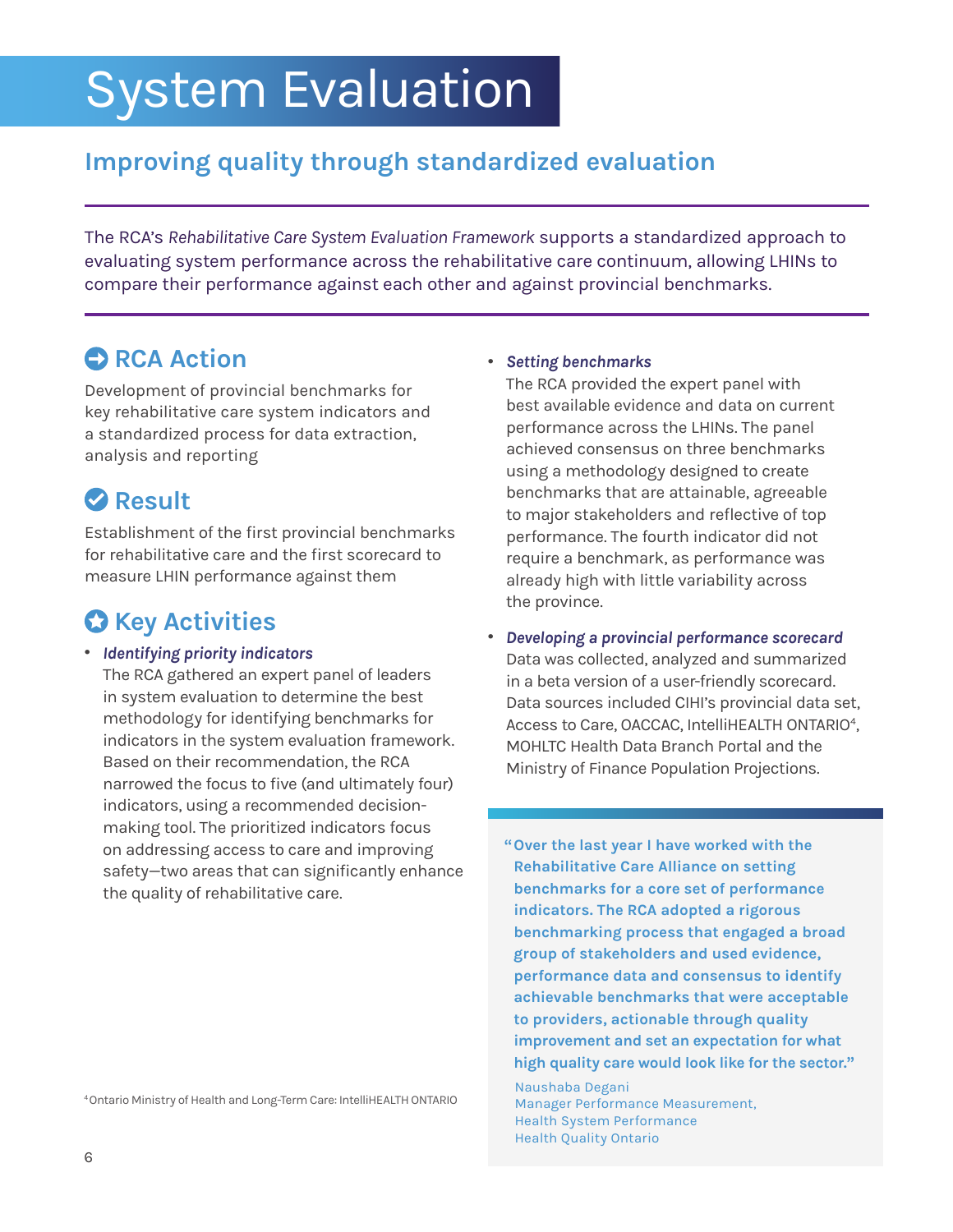# System Evaluation

## Improving quality through standardized evaluation

The RCA's *Rehabilitative Care System Evaluation Framework* supports a standardized approach to evaluating system performance across the rehabilitative care continuum, allowing LHINs to compare their performance against each other and against provincial benchmarks.

### RCA Action

Development of provincial benchmarks for key rehabilitative care system indicators and a standardized process for data extraction, analysis and reporting

### Result

Establishment of the first provincial benchmarks for rehabilitative care and the first scorecard to measure LHIN performance against them

### Key Activities

- ***Identifying priority indicators***
  The RCA gathered an expert panel of leaders in system evaluation to determine the best methodology for identifying benchmarks for indicators in the system evaluation framework. Based on their recommendation, the RCA narrowed the focus to five (and ultimately four) indicators, using a recommended decision-making tool. The prioritized indicators focus on addressing access to care and improving safety—two areas that can significantly enhance the quality of rehabilitative care.

- ***Setting benchmarks***
  The RCA provided the expert panel with best available evidence and data on current performance across the LHINs. The panel achieved consensus on three benchmarks using a methodology designed to create benchmarks that are attainable, agreeable to major stakeholders and reflective of top performance. The fourth indicator did not require a benchmark, as performance was already high with little variability across the province.

- ***Developing a provincial performance scorecard***
  Data was collected, analyzed and summarized in a beta version of a user-friendly scorecard. Data sources included CIHI's provincial data set, Access to Care, OACCAC, IntelliHEALTH ONTARIO[4], MOHLTC Health Data Branch Portal and the Ministry of Finance Population Projections.

**"Over the last year I have worked with the Rehabilitative Care Alliance on setting benchmarks for a core set of performance indicators. The RCA adopted a rigorous benchmarking process that engaged a broad group of stakeholders and used evidence, performance data and consensus to identify achievable benchmarks that were acceptable to providers, actionable through quality improvement and set an expectation for what high quality care would look like for the sector."**

Naushaba Degani
Manager Performance Measurement,
Health System Performance
Health Quality Ontario

[4] Ontario Ministry of Health and Long-Term Care: IntelliHEALTH ONTARIO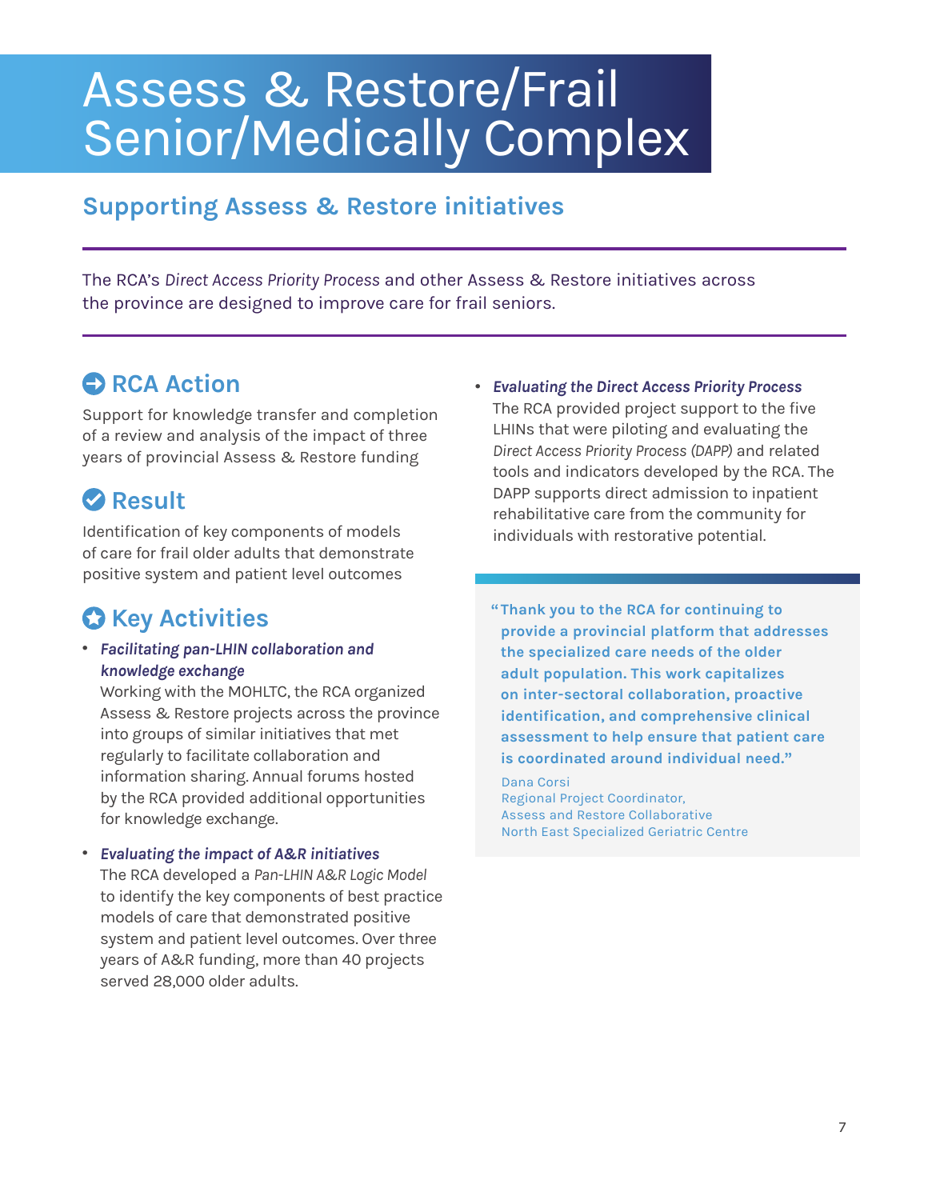# Assess & Restore/Frail Senior/Medically Complex

## Supporting Assess & Restore initiatives

The RCA's *Direct Access Priority Process* and other Assess & Restore initiatives across the province are designed to improve care for frail seniors.

### RCA Action

Support for knowledge transfer and completion of a review and analysis of the impact of three years of provincial Assess & Restore funding

### Result

Identification of key components of models of care for frail older adults that demonstrate positive system and patient level outcomes

### Key Activities

- ***Facilitating pan-LHIN collaboration and knowledge exchange***
  Working with the MOHLTC, the RCA organized Assess & Restore projects across the province into groups of similar initiatives that met regularly to facilitate collaboration and information sharing. Annual forums hosted by the RCA provided additional opportunities for knowledge exchange.

- ***Evaluating the impact of A&R initiatives***
  The RCA developed a *Pan-LHIN A&R Logic Model* to identify the key components of best practice models of care that demonstrated positive system and patient level outcomes. Over three years of A&R funding, more than 40 projects served 28,000 older adults.

- ***Evaluating the Direct Access Priority Process***
  The RCA provided project support to the five LHINs that were piloting and evaluating the *Direct Access Priority Process (DAPP)* and related tools and indicators developed by the RCA. The DAPP supports direct admission to inpatient rehabilitative care from the community for individuals with restorative potential.

> **"Thank you to the RCA for continuing to provide a provincial platform that addresses the specialized care needs of the older adult population. This work capitalizes on inter-sectoral collaboration, proactive identification, and comprehensive clinical assessment to help ensure that patient care is coordinated around individual need."**
>
> Dana Corsi
> Regional Project Coordinator,
> Assess and Restore Collaborative
> North East Specialized Geriatric Centre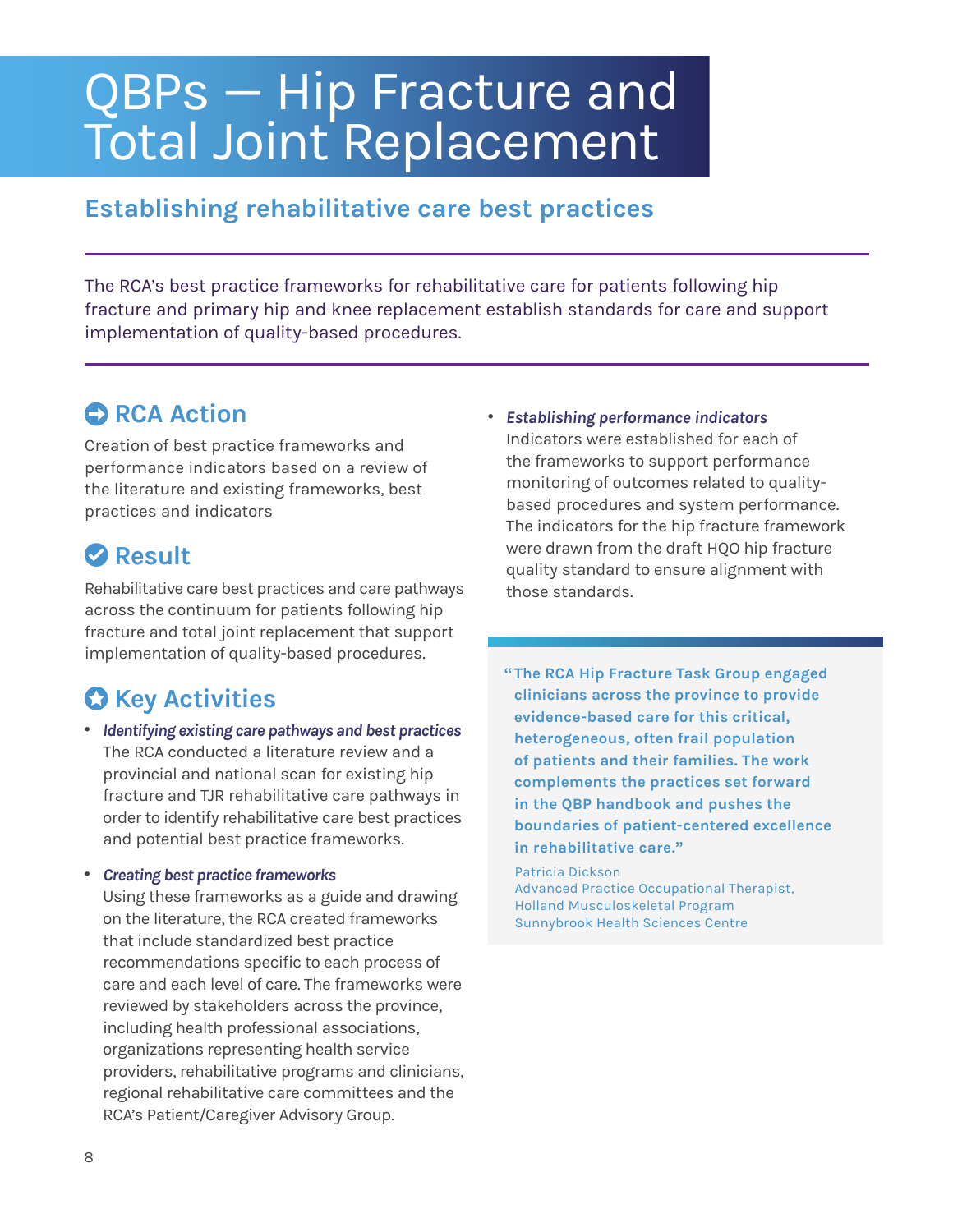# QBPs — Hip Fracture and Total Joint Replacement

## Establishing rehabilitative care best practices

The RCA's best practice frameworks for rehabilitative care for patients following hip fracture and primary hip and knee replacement establish standards for care and support implementation of quality-based procedures.

### RCA Action

Creation of best practice frameworks and performance indicators based on a review of the literature and existing frameworks, best practices and indicators

### Result

Rehabilitative care best practices and care pathways across the continuum for patients following hip fracture and total joint replacement that support implementation of quality-based procedures.

### Key Activities

- ***Identifying existing care pathways and best practices***
  The RCA conducted a literature review and a provincial and national scan for existing hip fracture and TJR rehabilitative care pathways in order to identify rehabilitative care best practices and potential best practice frameworks.

- ***Creating best practice frameworks***
  Using these frameworks as a guide and drawing on the literature, the RCA created frameworks that include standardized best practice recommendations specific to each process of care and each level of care. The frameworks were reviewed by stakeholders across the province, including health professional associations, organizations representing health service providers, rehabilitative programs and clinicians, regional rehabilitative care committees and the RCA's Patient/Caregiver Advisory Group.

- ***Establishing performance indicators***
  Indicators were established for each of the frameworks to support performance monitoring of outcomes related to quality-based procedures and system performance. The indicators for the hip fracture framework were drawn from the draft HQO hip fracture quality standard to ensure alignment with those standards.

> **"The RCA Hip Fracture Task Group engaged clinicians across the province to provide evidence-based care for this critical, heterogeneous, often frail population of patients and their families. The work complements the practices set forward in the QBP handbook and pushes the boundaries of patient-centered excellence in rehabilitative care."**
>
> Patricia Dickson
> Advanced Practice Occupational Therapist,
> Holland Musculoskeletal Program
> Sunnybrook Health Sciences Centre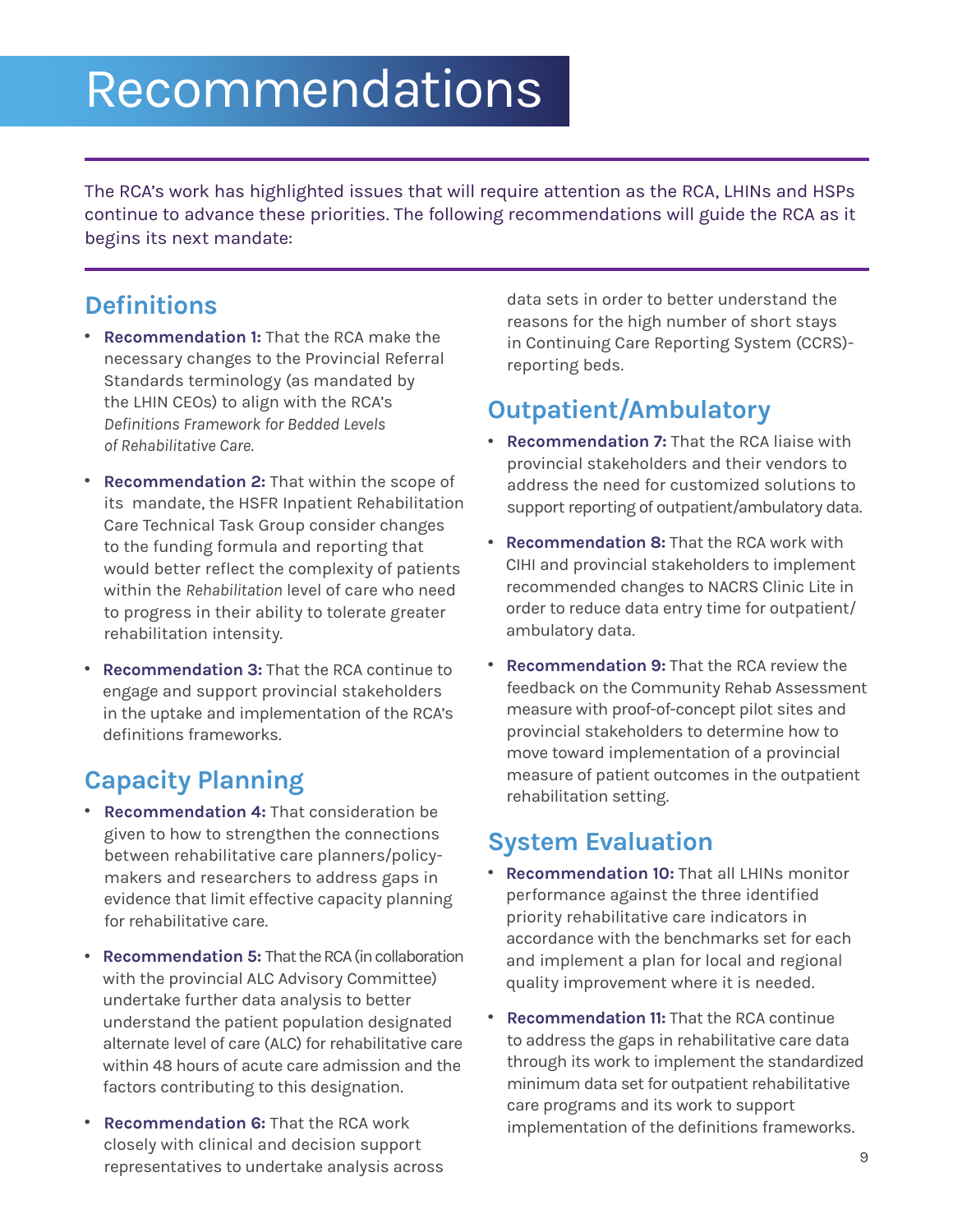# Recommendations

The RCA's work has highlighted issues that will require attention as the RCA, LHINs and HSPs continue to advance these priorities. The following recommendations will guide the RCA as it begins its next mandate:

## Definitions

- **Recommendation 1:** That the RCA make the necessary changes to the Provincial Referral Standards terminology (as mandated by the LHIN CEOs) to align with the RCA's *Definitions Framework for Bedded Levels of Rehabilitative Care.*
- **Recommendation 2:** That within the scope of its mandate, the HSFR Inpatient Rehabilitation Care Technical Task Group consider changes to the funding formula and reporting that would better reflect the complexity of patients within the *Rehabilitation* level of care who need to progress in their ability to tolerate greater rehabilitation intensity.
- **Recommendation 3:** That the RCA continue to engage and support provincial stakeholders in the uptake and implementation of the RCA's definitions frameworks.

## Capacity Planning

- **Recommendation 4:** That consideration be given to how to strengthen the connections between rehabilitative care planners/policy-makers and researchers to address gaps in evidence that limit effective capacity planning for rehabilitative care.
- **Recommendation 5:** That the RCA (in collaboration with the provincial ALC Advisory Committee) undertake further data analysis to better understand the patient population designated alternate level of care (ALC) for rehabilitative care within 48 hours of acute care admission and the factors contributing to this designation.
- **Recommendation 6:** That the RCA work closely with clinical and decision support representatives to undertake analysis across data sets in order to better understand the reasons for the high number of short stays in Continuing Care Reporting System (CCRS)-reporting beds.

## Outpatient/Ambulatory

- **Recommendation 7:** That the RCA liaise with provincial stakeholders and their vendors to address the need for customized solutions to support reporting of outpatient/ambulatory data.
- **Recommendation 8:** That the RCA work with CIHI and provincial stakeholders to implement recommended changes to NACRS Clinic Lite in order to reduce data entry time for outpatient/ambulatory data.
- **Recommendation 9:** That the RCA review the feedback on the Community Rehab Assessment measure with proof-of-concept pilot sites and provincial stakeholders to determine how to move toward implementation of a provincial measure of patient outcomes in the outpatient rehabilitation setting.

## System Evaluation

- **Recommendation 10:** That all LHINs monitor performance against the three identified priority rehabilitative care indicators in accordance with the benchmarks set for each and implement a plan for local and regional quality improvement where it is needed.
- **Recommendation 11:** That the RCA continue to address the gaps in rehabilitative care data through its work to implement the standardized minimum data set for outpatient rehabilitative care programs and its work to support implementation of the definitions frameworks.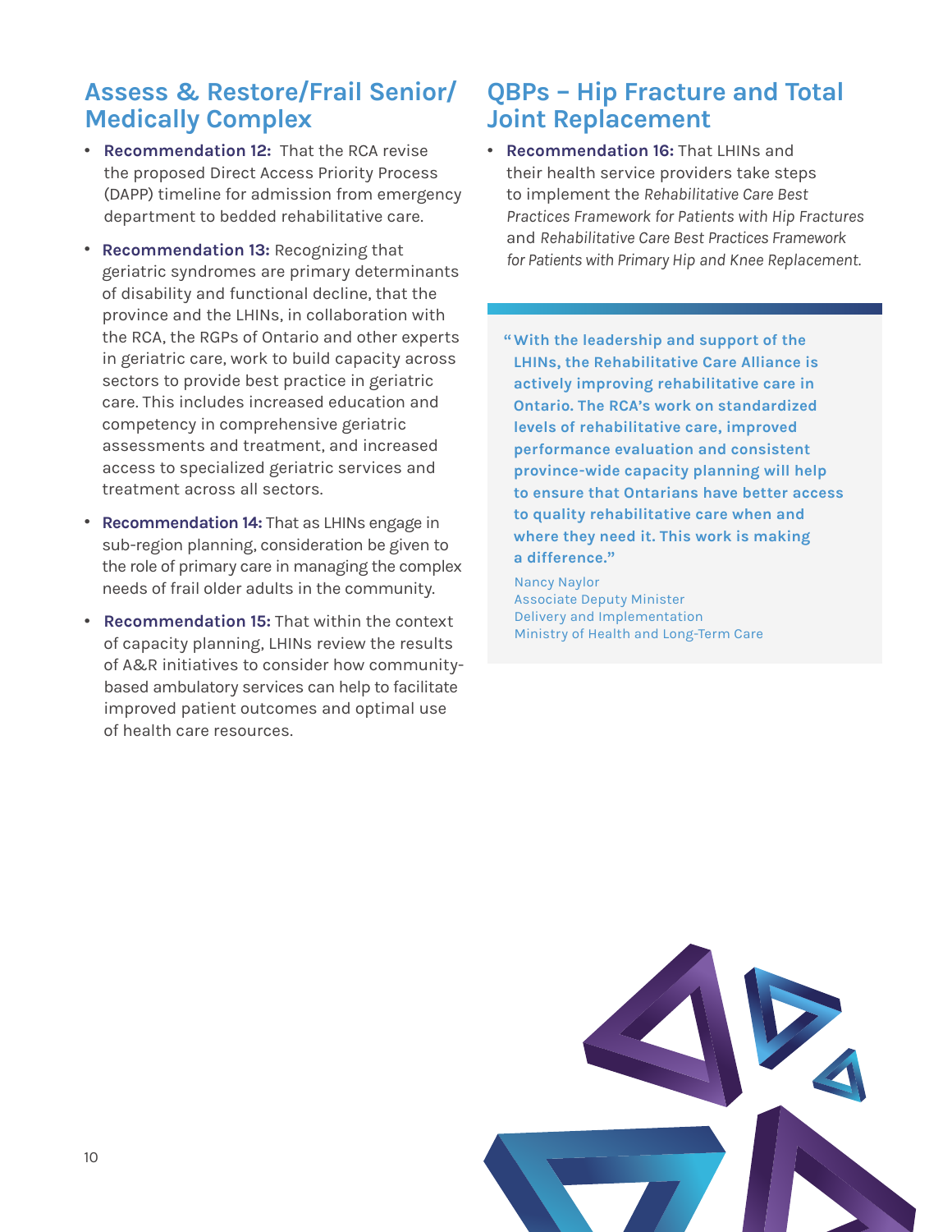## Assess & Restore/Frail Senior/ Medically Complex

- **Recommendation 12:** That the RCA revise the proposed Direct Access Priority Process (DAPP) timeline for admission from emergency department to bedded rehabilitative care.
- **Recommendation 13:** Recognizing that geriatric syndromes are primary determinants of disability and functional decline, that the province and the LHINs, in collaboration with the RCA, the RGPs of Ontario and other experts in geriatric care, work to build capacity across sectors to provide best practice in geriatric care. This includes increased education and competency in comprehensive geriatric assessments and treatment, and increased access to specialized geriatric services and treatment across all sectors.
- **Recommendation 14:** That as LHINs engage in sub-region planning, consideration be given to the role of primary care in managing the complex needs of frail older adults in the community.
- **Recommendation 15:** That within the context of capacity planning, LHINs review the results of A&R initiatives to consider how community-based ambulatory services can help to facilitate improved patient outcomes and optimal use of health care resources.

## QBPs – Hip Fracture and Total Joint Replacement

- **Recommendation 16:** That LHINs and their health service providers take steps to implement the *Rehabilitative Care Best Practices Framework for Patients with Hip Fractures* and *Rehabilitative Care Best Practices Framework for Patients with Primary Hip and Knee Replacement.*

> **"With the leadership and support of the LHINs, the Rehabilitative Care Alliance is actively improving rehabilitative care in Ontario. The RCA's work on standardized levels of rehabilitative care, improved performance evaluation and consistent province-wide capacity planning will help to ensure that Ontarians have better access to quality rehabilitative care when and where they need it. This work is making a difference."**
>
> Nancy Naylor
> Associate Deputy Minister
> Delivery and Implementation
> Ministry of Health and Long-Term Care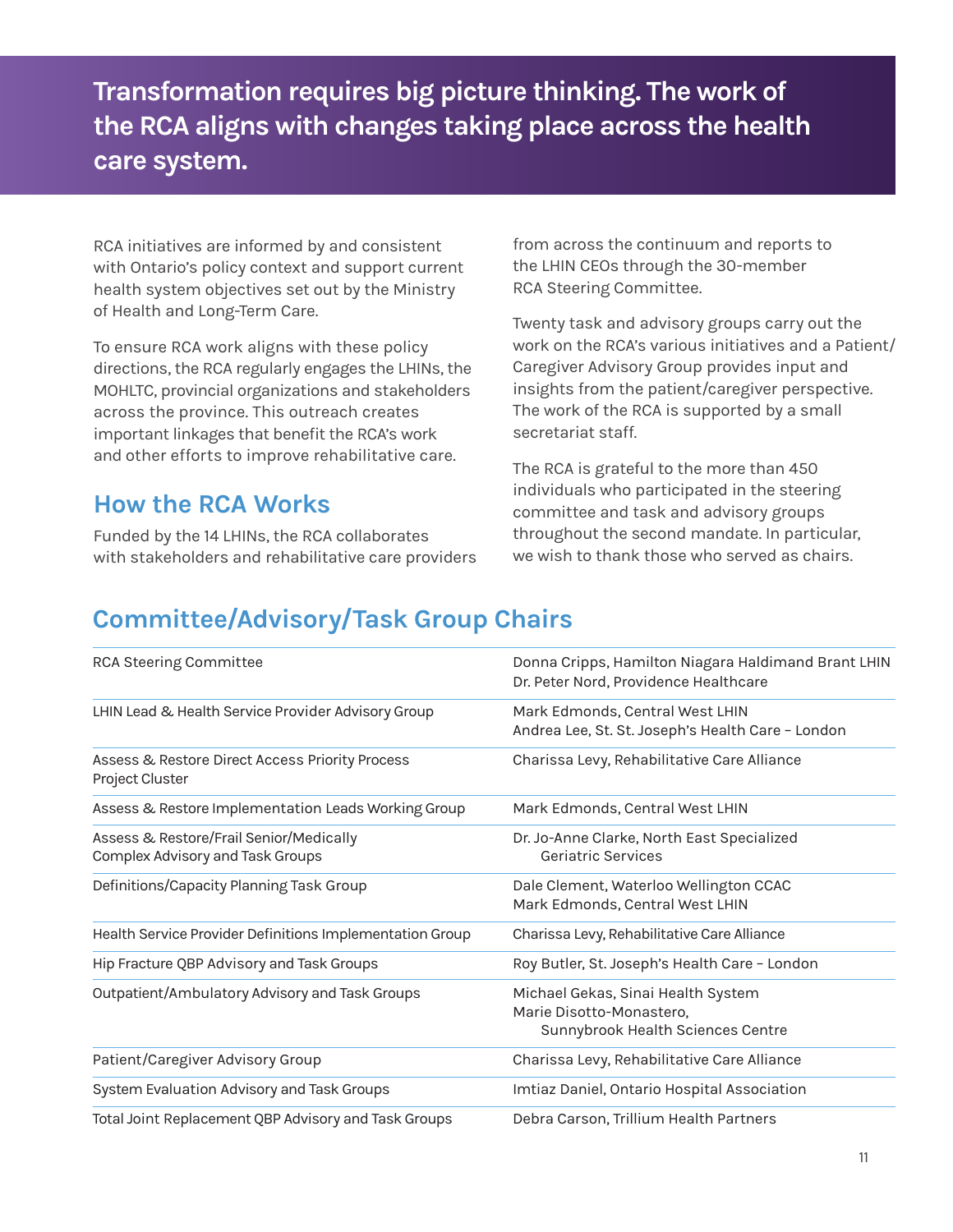## Transformation requires big picture thinking. The work of the RCA aligns with changes taking place across the health care system.

RCA initiatives are informed by and consistent with Ontario's policy context and support current health system objectives set out by the Ministry of Health and Long-Term Care.

To ensure RCA work aligns with these policy directions, the RCA regularly engages the LHINs, the MOHLTC, provincial organizations and stakeholders across the province. This outreach creates important linkages that benefit the RCA's work and other efforts to improve rehabilitative care.

## How the RCA Works

Funded by the 14 LHINs, the RCA collaborates with stakeholders and rehabilitative care providers from across the continuum and reports to the LHIN CEOs through the 30-member RCA Steering Committee.

Twenty task and advisory groups carry out the work on the RCA's various initiatives and a Patient/Caregiver Advisory Group provides input and insights from the patient/caregiver perspective. The work of the RCA is supported by a small secretariat staff.

The RCA is grateful to the more than 450 individuals who participated in the steering committee and task and advisory groups throughout the second mandate. In particular, we wish to thank those who served as chairs.

## Committee/Advisory/Task Group Chairs

| Group | Chair(s) |
|---|---|
| RCA Steering Committee | Donna Cripps, Hamilton Niagara Haldimand Brant LHIN<br>Dr. Peter Nord, Providence Healthcare |
| LHIN Lead & Health Service Provider Advisory Group | Mark Edmonds, Central West LHIN<br>Andrea Lee, St. St. Joseph's Health Care – London |
| Assess & Restore Direct Access Priority Process Project Cluster | Charissa Levy, Rehabilitative Care Alliance |
| Assess & Restore Implementation Leads Working Group | Mark Edmonds, Central West LHIN |
| Assess & Restore/Frail Senior/Medically Complex Advisory and Task Groups | Dr. Jo-Anne Clarke, North East Specialized Geriatric Services |
| Definitions/Capacity Planning Task Group | Dale Clement, Waterloo Wellington CCAC<br>Mark Edmonds, Central West LHIN |
| Health Service Provider Definitions Implementation Group | Charissa Levy, Rehabilitative Care Alliance |
| Hip Fracture QBP Advisory and Task Groups | Roy Butler, St. Joseph's Health Care – London |
| Outpatient/Ambulatory Advisory and Task Groups | Michael Gekas, Sinai Health System<br>Marie Disotto-Monastero, Sunnybrook Health Sciences Centre |
| Patient/Caregiver Advisory Group | Charissa Levy, Rehabilitative Care Alliance |
| System Evaluation Advisory and Task Groups | Imtiaz Daniel, Ontario Hospital Association |
| Total Joint Replacement QBP Advisory and Task Groups | Debra Carson, Trillium Health Partners |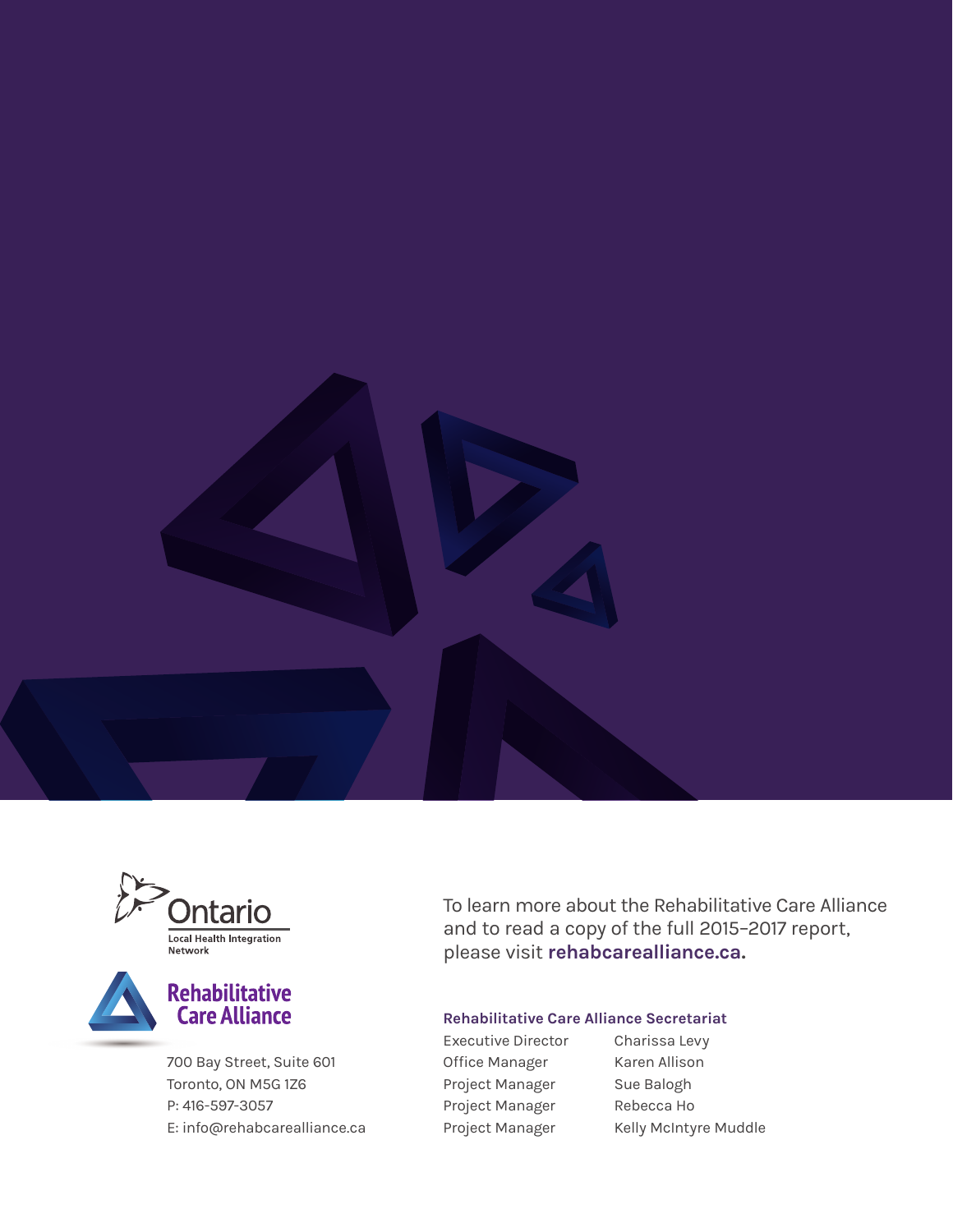Ontario

Local Health Integration Network

Rehabilitative Care Alliance

700 Bay Street, Suite 601
Toronto, ON M5G 1Z6
P: 416-597-3057
E: info@rehabcarealliance.ca

To learn more about the Rehabilitative Care Alliance and to read a copy of the full 2015–2017 report, please visit **rehabcarealliance.ca.**

**Rehabilitative Care Alliance Secretariat**

| | |
|---|---|
| Executive Director | Charissa Levy |
| Office Manager | Karen Allison |
| Project Manager | Sue Balogh |
| Project Manager | Rebecca Ho |
| Project Manager | Kelly McIntyre Muddle |